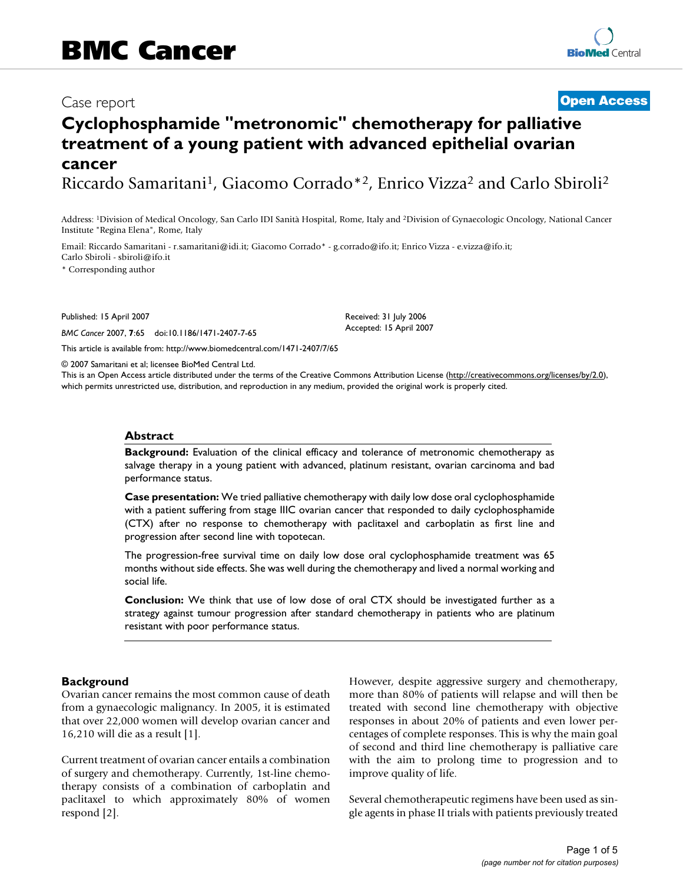Case report

**Open Access**

# Cyclophosphamide "metronomic" chemotherapy for palliative treatment of a young patient with advanced epithelial ovarian cancer

Riccardo Samaritani[1], Giacomo Corrado*[2], Enrico Vizza[2] and Carlo Sbiroli[2]

Address: [1]Division of Medical Oncology, San Carlo IDI Sanità Hospital, Rome, Italy and [2]Division of Gynaecologic Oncology, National Cancer Institute "Regina Elena", Rome, Italy

Email: Riccardo Samaritani - r.samaritani@idi.it; Giacomo Corrado* - g.corrado@ifo.it; Enrico Vizza - e.vizza@ifo.it; Carlo Sbiroli - sbiroli@ifo.it

\* Corresponding author

Published: 15 April 2007

*BMC Cancer* 2007, **7**:65 doi:10.1186/1471-2407-7-65

Received: 31 July 2006
Accepted: 15 April 2007

This article is available from: http://www.biomedcentral.com/1471-2407/7/65

© 2007 Samaritani et al; licensee BioMed Central Ltd.
This is an Open Access article distributed under the terms of the Creative Commons Attribution License (http://creativecommons.org/licenses/by/2.0), which permits unrestricted use, distribution, and reproduction in any medium, provided the original work is properly cited.

## Abstract

**Background:** Evaluation of the clinical efficacy and tolerance of metronomic chemotherapy as salvage therapy in a young patient with advanced, platinum resistant, ovarian carcinoma and bad performance status.

**Case presentation:** We tried palliative chemotherapy with daily low dose oral cyclophosphamide with a patient suffering from stage IIIC ovarian cancer that responded to daily cyclophosphamide (CTX) after no response to chemotherapy with paclitaxel and carboplatin as first line and progression after second line with topotecan.

The progression-free survival time on daily low dose oral cyclophosphamide treatment was 65 months without side effects. She was well during the chemotherapy and lived a normal working and social life.

**Conclusion:** We think that use of low dose of oral CTX should be investigated further as a strategy against tumour progression after standard chemotherapy in patients who are platinum resistant with poor performance status.

## Background

Ovarian cancer remains the most common cause of death from a gynaecologic malignancy. In 2005, it is estimated that over 22,000 women will develop ovarian cancer and 16,210 will die as a result [1].

Current treatment of ovarian cancer entails a combination of surgery and chemotherapy. Currently, 1st-line chemotherapy consists of a combination of carboplatin and paclitaxel to which approximately 80% of women respond [2].

However, despite aggressive surgery and chemotherapy, more than 80% of patients will relapse and will then be treated with second line chemotherapy with objective responses in about 20% of patients and even lower percentages of complete responses. This is why the main goal of second and third line chemotherapy is palliative care with the aim to prolong time to progression and to improve quality of life.

Several chemotherapeutic regimens have been used as single agents in phase II trials with patients previously treated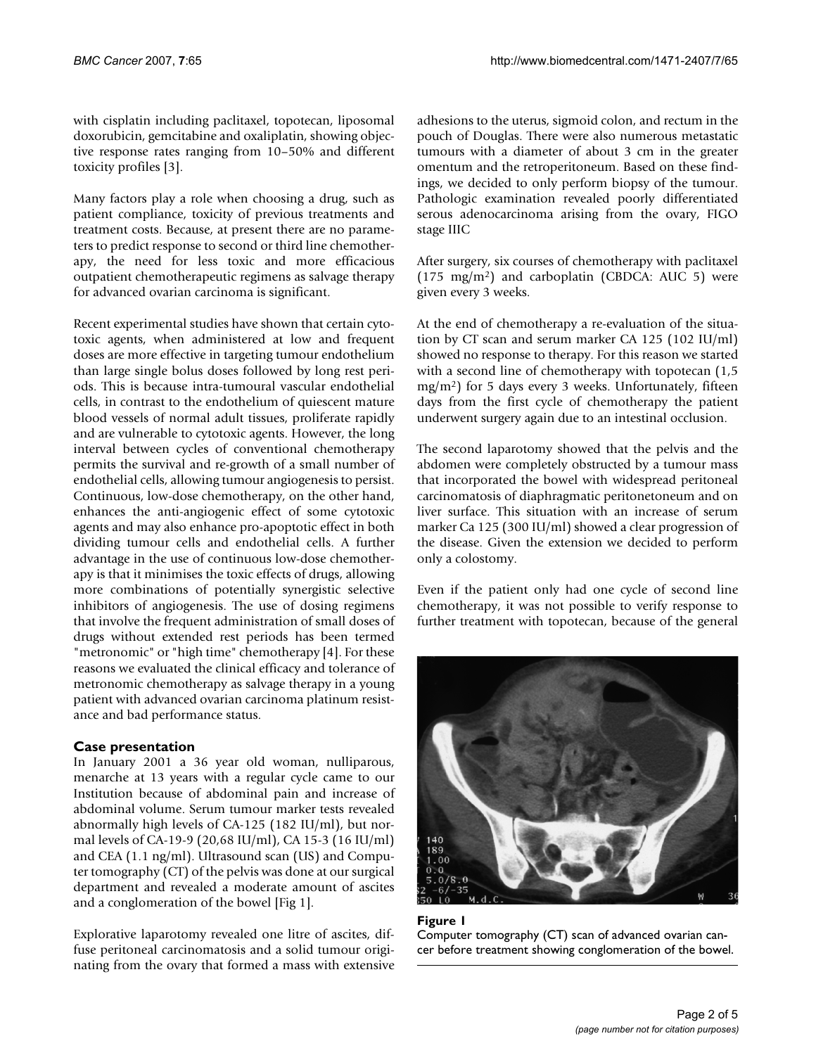with cisplatin including paclitaxel, topotecan, liposomal doxorubicin, gemcitabine and oxaliplatin, showing objective response rates ranging from 10–50% and different toxicity profiles [3].

Many factors play a role when choosing a drug, such as patient compliance, toxicity of previous treatments and treatment costs. Because, at present there are no parameters to predict response to second or third line chemotherapy, the need for less toxic and more efficacious outpatient chemotherapeutic regimens as salvage therapy for advanced ovarian carcinoma is significant.

Recent experimental studies have shown that certain cytotoxic agents, when administered at low and frequent doses are more effective in targeting tumour endothelium than large single bolus doses followed by long rest periods. This is because intra-tumoural vascular endothelial cells, in contrast to the endothelium of quiescent mature blood vessels of normal adult tissues, proliferate rapidly and are vulnerable to cytotoxic agents. However, the long interval between cycles of conventional chemotherapy permits the survival and re-growth of a small number of endothelial cells, allowing tumour angiogenesis to persist. Continuous, low-dose chemotherapy, on the other hand, enhances the anti-angiogenic effect of some cytotoxic agents and may also enhance pro-apoptotic effect in both dividing tumour cells and endothelial cells. A further advantage in the use of continuous low-dose chemotherapy is that it minimises the toxic effects of drugs, allowing more combinations of potentially synergistic selective inhibitors of angiogenesis. The use of dosing regimens that involve the frequent administration of small doses of drugs without extended rest periods has been termed "metronomic" or "high time" chemotherapy [4]. For these reasons we evaluated the clinical efficacy and tolerance of metronomic chemotherapy as salvage therapy in a young patient with advanced ovarian carcinoma platinum resistance and bad performance status.

## Case presentation

In January 2001 a 36 year old woman, nulliparous, menarche at 13 years with a regular cycle came to our Institution because of abdominal pain and increase of abdominal volume. Serum tumour marker tests revealed abnormally high levels of CA-125 (182 IU/ml), but normal levels of CA-19-9 (20,68 IU/ml), CA 15-3 (16 IU/ml) and CEA (1.1 ng/ml). Ultrasound scan (US) and Computer tomography (CT) of the pelvis was done at our surgical department and revealed a moderate amount of ascites and a conglomeration of the bowel [Fig 1].

Explorative laparotomy revealed one litre of ascites, diffuse peritoneal carcinomatosis and a solid tumour originating from the ovary that formed a mass with extensive adhesions to the uterus, sigmoid colon, and rectum in the pouch of Douglas. There were also numerous metastatic tumours with a diameter of about 3 cm in the greater omentum and the retroperitoneum. Based on these findings, we decided to only perform biopsy of the tumour. Pathologic examination revealed poorly differentiated serous adenocarcinoma arising from the ovary, FIGO stage IIIC

After surgery, six courses of chemotherapy with paclitaxel (175 $mg/m^2$) and carboplatin (CBDCA: AUC 5) were given every 3 weeks.

At the end of chemotherapy a re-evaluation of the situation by CT scan and serum marker CA 125 (102 IU/ml) showed no response to therapy. For this reason we started with a second line of chemotherapy with topotecan (1,5 $mg/m^2$) for 5 days every 3 weeks. Unfortunately, fifteen days from the first cycle of chemotherapy the patient underwent surgery again due to an intestinal occlusion.

The second laparotomy showed that the pelvis and the abdomen were completely obstructed by a tumour mass that incorporated the bowel with widespread peritoneal carcinomatosis of diaphragmatic peritonetoneum and on liver surface. This situation with an increase of serum marker Ca 125 (300 IU/ml) showed a clear progression of the disease. Given the extension we decided to perform only a colostomy.

Even if the patient only had one cycle of second line chemotherapy, it was not possible to verify response to further treatment with topotecan, because of the general

**Figure 1**
Computer tomography (CT) scan of advanced ovarian cancer before treatment showing conglomeration of the bowel.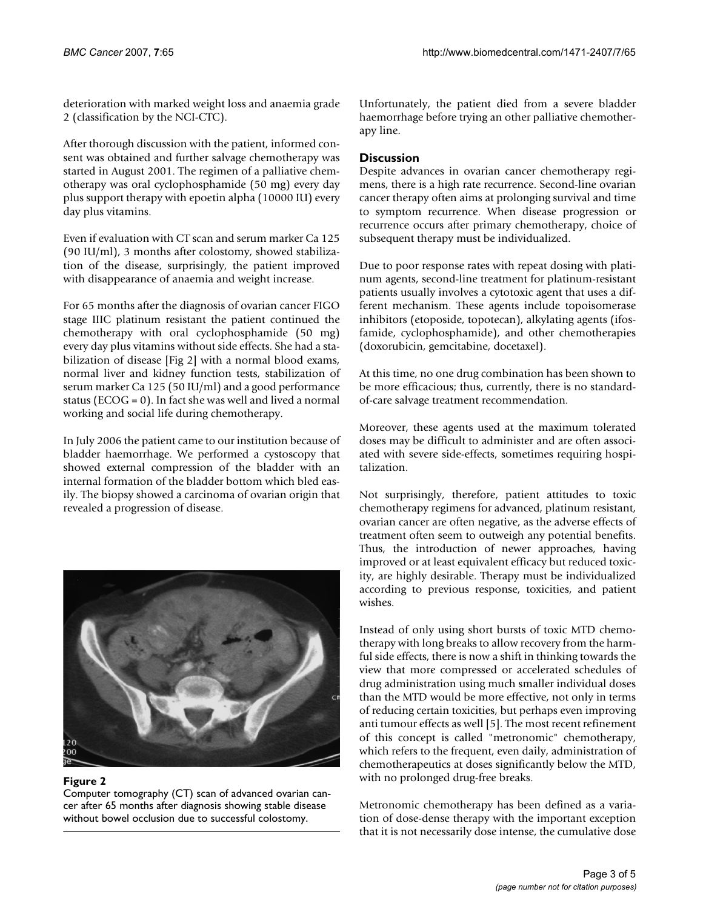deterioration with marked weight loss and anaemia grade 2 (classification by the NCI-CTC).

After thorough discussion with the patient, informed consent was obtained and further salvage chemotherapy was started in August 2001. The regimen of a palliative chemotherapy was oral cyclophosphamide (50 mg) every day plus support therapy with epoetin alpha (10000 IU) every day plus vitamins.

Even if evaluation with CT scan and serum marker Ca 125 (90 IU/ml), 3 months after colostomy, showed stabilization of the disease, surprisingly, the patient improved with disappearance of anaemia and weight increase.

For 65 months after the diagnosis of ovarian cancer FIGO stage IIIC platinum resistant the patient continued the chemotherapy with oral cyclophosphamide (50 mg) every day plus vitamins without side effects. She had a stabilization of disease [Fig 2] with a normal blood exams, normal liver and kidney function tests, stabilization of serum marker Ca 125 (50 IU/ml) and a good performance status (ECOG = 0). In fact she was well and lived a normal working and social life during chemotherapy.

In July 2006 the patient came to our institution because of bladder haemorrhage. We performed a cystoscopy that showed external compression of the bladder with an internal formation of the bladder bottom which bled easily. The biopsy showed a carcinoma of ovarian origin that revealed a progression of disease.

**Figure 2**
Computer tomography (CT) scan of advanced ovarian cancer after 65 months after diagnosis showing stable disease without bowel occlusion due to successful colostomy.

Unfortunately, the patient died from a severe bladder haemorrhage before trying an other palliative chemotherapy line.

## Discussion

Despite advances in ovarian cancer chemotherapy regimens, there is a high rate recurrence. Second-line ovarian cancer therapy often aims at prolonging survival and time to symptom recurrence. When disease progression or recurrence occurs after primary chemotherapy, choice of subsequent therapy must be individualized.

Due to poor response rates with repeat dosing with platinum agents, second-line treatment for platinum-resistant patients usually involves a cytotoxic agent that uses a different mechanism. These agents include topoisomerase inhibitors (etoposide, topotecan), alkylating agents (ifosfamide, cyclophosphamide), and other chemotherapies (doxorubicin, gemcitabine, docetaxel).

At this time, no one drug combination has been shown to be more efficacious; thus, currently, there is no standard-of-care salvage treatment recommendation.

Moreover, these agents used at the maximum tolerated doses may be difficult to administer and are often associated with severe side-effects, sometimes requiring hospitalization.

Not surprisingly, therefore, patient attitudes to toxic chemotherapy regimens for advanced, platinum resistant, ovarian cancer are often negative, as the adverse effects of treatment often seem to outweigh any potential benefits. Thus, the introduction of newer approaches, having improved or at least equivalent efficacy but reduced toxicity, are highly desirable. Therapy must be individualized according to previous response, toxicities, and patient wishes.

Instead of only using short bursts of toxic MTD chemotherapy with long breaks to allow recovery from the harmful side effects, there is now a shift in thinking towards the view that more compressed or accelerated schedules of drug administration using much smaller individual doses than the MTD would be more effective, not only in terms of reducing certain toxicities, but perhaps even improving anti tumour effects as well [5]. The most recent refinement of this concept is called "metronomic" chemotherapy, which refers to the frequent, even daily, administration of chemotherapeutics at doses significantly below the MTD, with no prolonged drug-free breaks.

Metronomic chemotherapy has been defined as a variation of dose-dense therapy with the important exception that it is not necessarily dose intense, the cumulative dose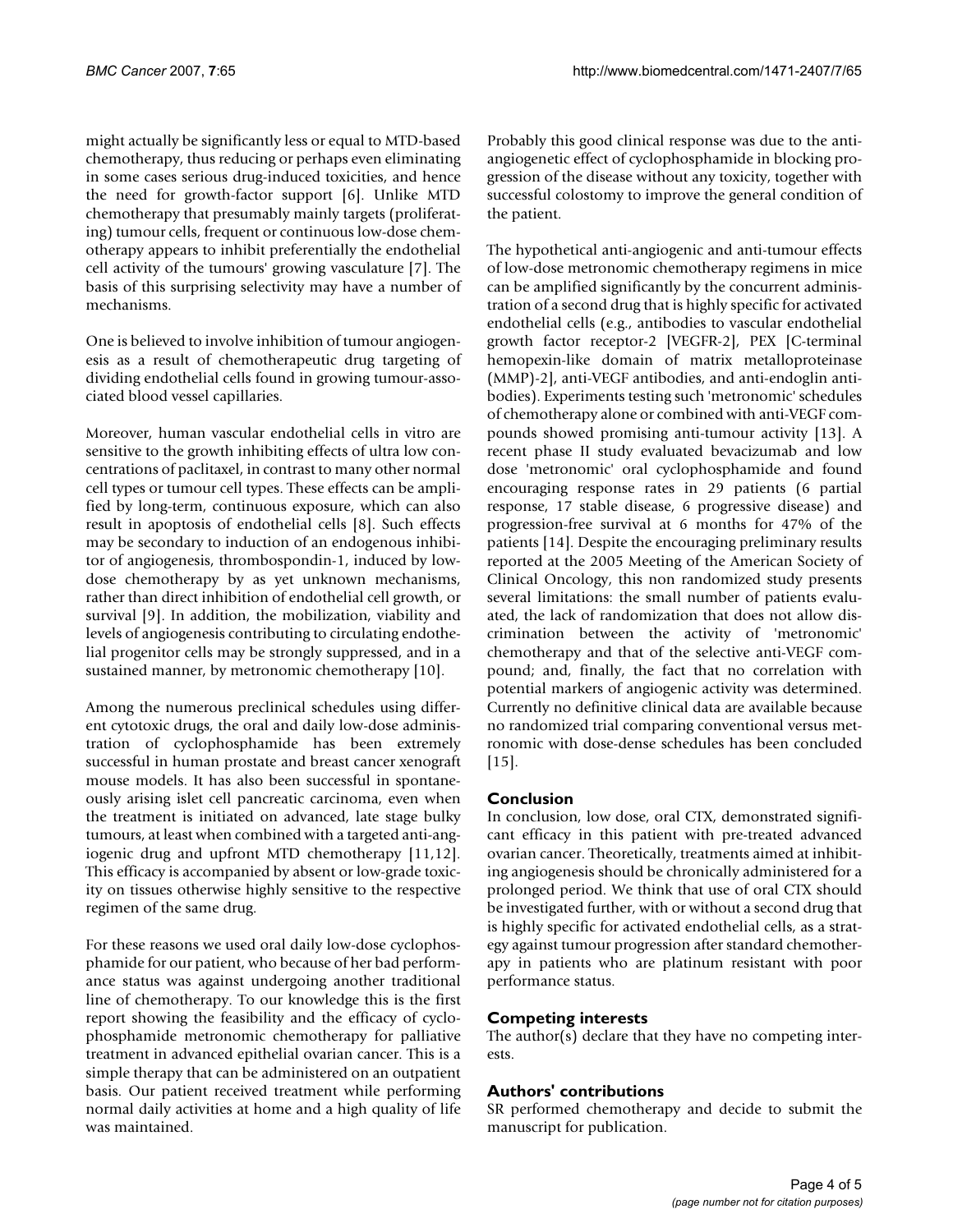might actually be significantly less or equal to MTD-based chemotherapy, thus reducing or perhaps even eliminating in some cases serious drug-induced toxicities, and hence the need for growth-factor support [6]. Unlike MTD chemotherapy that presumably mainly targets (proliferating) tumour cells, frequent or continuous low-dose chemotherapy appears to inhibit preferentially the endothelial cell activity of the tumours' growing vasculature [7]. The basis of this surprising selectivity may have a number of mechanisms.

One is believed to involve inhibition of tumour angiogenesis as a result of chemotherapeutic drug targeting of dividing endothelial cells found in growing tumour-associated blood vessel capillaries.

Moreover, human vascular endothelial cells in vitro are sensitive to the growth inhibiting effects of ultra low concentrations of paclitaxel, in contrast to many other normal cell types or tumour cell types. These effects can be amplified by long-term, continuous exposure, which can also result in apoptosis of endothelial cells [8]. Such effects may be secondary to induction of an endogenous inhibitor of angiogenesis, thrombospondin-1, induced by low-dose chemotherapy by as yet unknown mechanisms, rather than direct inhibition of endothelial cell growth, or survival [9]. In addition, the mobilization, viability and levels of angiogenesis contributing to circulating endothelial progenitor cells may be strongly suppressed, and in a sustained manner, by metronomic chemotherapy [10].

Among the numerous preclinical schedules using different cytotoxic drugs, the oral and daily low-dose administration of cyclophosphamide has been extremely successful in human prostate and breast cancer xenograft mouse models. It has also been successful in spontaneously arising islet cell pancreatic carcinoma, even when the treatment is initiated on advanced, late stage bulky tumours, at least when combined with a targeted anti-angiogenic drug and upfront MTD chemotherapy [11,12]. This efficacy is accompanied by absent or low-grade toxicity on tissues otherwise highly sensitive to the respective regimen of the same drug.

For these reasons we used oral daily low-dose cyclophosphamide for our patient, who because of her bad performance status was against undergoing another traditional line of chemotherapy. To our knowledge this is the first report showing the feasibility and the efficacy of cyclophosphamide metronomic chemotherapy for palliative treatment in advanced epithelial ovarian cancer. This is a simple therapy that can be administered on an outpatient basis. Our patient received treatment while performing normal daily activities at home and a high quality of life was maintained.

Probably this good clinical response was due to the anti-angiogenetic effect of cyclophosphamide in blocking progression of the disease without any toxicity, together with successful colostomy to improve the general condition of the patient.

The hypothetical anti-angiogenic and anti-tumour effects of low-dose metronomic chemotherapy regimens in mice can be amplified significantly by the concurrent administration of a second drug that is highly specific for activated endothelial cells (e.g., antibodies to vascular endothelial growth factor receptor-2 [VEGFR-2], PEX [C-terminal hemopexin-like domain of matrix metalloproteinase (MMP)-2], anti-VEGF antibodies, and anti-endoglin antibodies). Experiments testing such 'metronomic' schedules of chemotherapy alone or combined with anti-VEGF compounds showed promising anti-tumour activity [13]. A recent phase II study evaluated bevacizumab and low dose 'metronomic' oral cyclophosphamide and found encouraging response rates in 29 patients (6 partial response, 17 stable disease, 6 progressive disease) and progression-free survival at 6 months for 47% of the patients [14]. Despite the encouraging preliminary results reported at the 2005 Meeting of the American Society of Clinical Oncology, this non randomized study presents several limitations: the small number of patients evaluated, the lack of randomization that does not allow discrimination between the activity of 'metronomic' chemotherapy and that of the selective anti-VEGF compound; and, finally, the fact that no correlation with potential markers of angiogenic activity was determined. Currently no definitive clinical data are available because no randomized trial comparing conventional versus metronomic with dose-dense schedules has been concluded [15].

## Conclusion

In conclusion, low dose, oral CTX, demonstrated significant efficacy in this patient with pre-treated advanced ovarian cancer. Theoretically, treatments aimed at inhibiting angiogenesis should be chronically administered for a prolonged period. We think that use of oral CTX should be investigated further, with or without a second drug that is highly specific for activated endothelial cells, as a strategy against tumour progression after standard chemotherapy in patients who are platinum resistant with poor performance status.

## Competing interests

The author(s) declare that they have no competing interests.

## Authors' contributions

SR performed chemotherapy and decide to submit the manuscript for publication.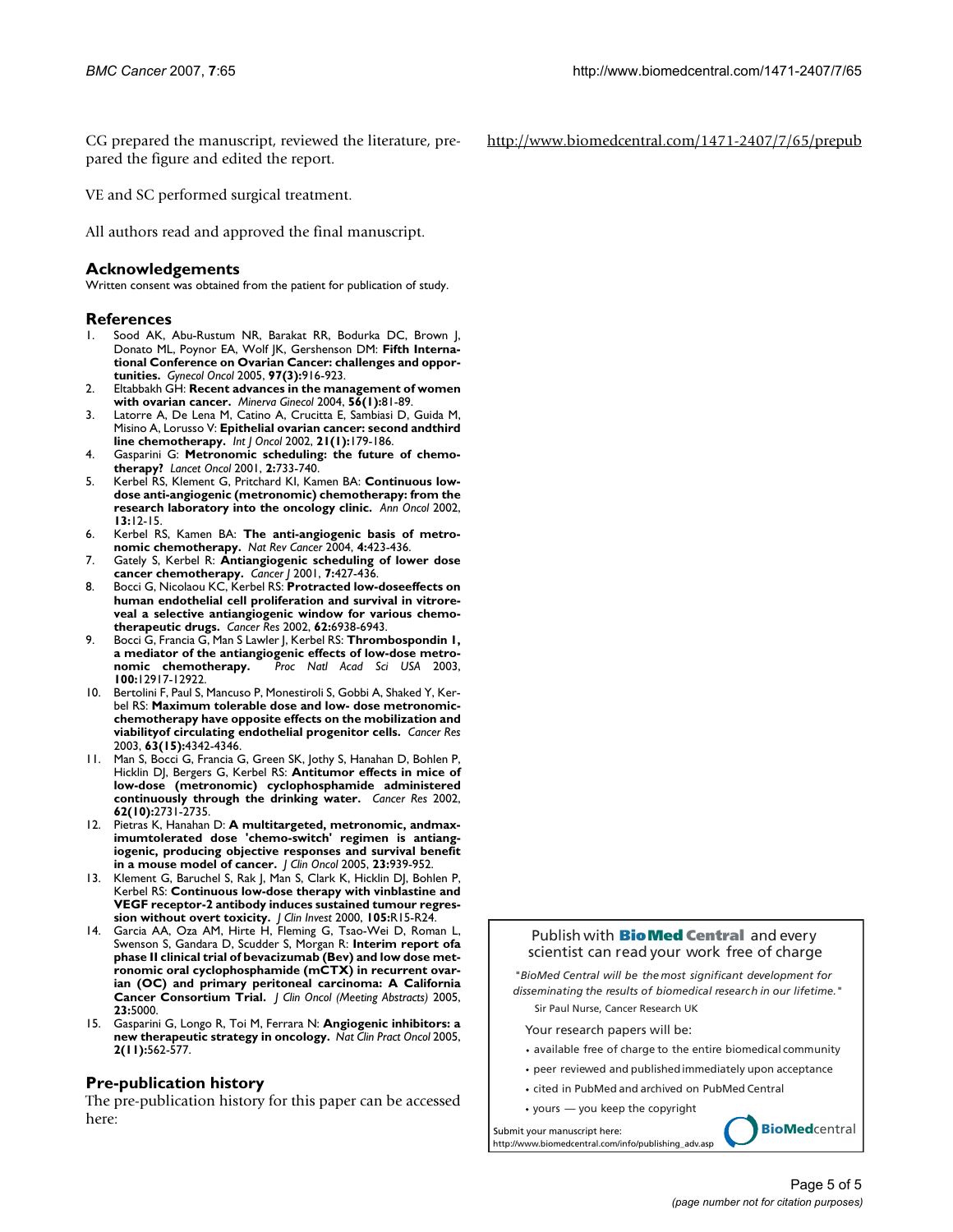CG prepared the manuscript, reviewed the literature, prepared the figure and edited the report.

VE and SC performed surgical treatment.

All authors read and approved the final manuscript.

## Acknowledgements

Written consent was obtained from the patient for publication of study.

## References

1. Sood AK, Abu-Rustum NR, Barakat RR, Bodurka DC, Brown J, Donato ML, Poynor EA, Wolf JK, Gershenson DM: **Fifth International Conference on Ovarian Cancer: challenges and opportunities.** *Gynecol Oncol* 2005, **97(3):**916-923.
2. Eltabbakh GH: **Recent advances in the management of women with ovarian cancer.** *Minerva Ginecol* 2004, **56(1):**81-89.
3. Latorre A, De Lena M, Catino A, Crucitta E, Sambiasi D, Guida M, Misino A, Lorusso V: **Epithelial ovarian cancer: second andthird line chemotherapy.** *Int J Oncol* 2002, **21(1):**179-186.
4. Gasparini G: **Metronomic scheduling: the future of chemotherapy?** *Lancet Oncol* 2001, **2:**733-740.
5. Kerbel RS, Klement G, Pritchard KI, Kamen BA: **Continuous low-dose anti-angiogenic (metronomic) chemotherapy: from the research laboratory into the oncology clinic.** *Ann Oncol* 2002, **13:**12-15.
6. Kerbel RS, Kamen BA: **The anti-angiogenic basis of metronomic chemotherapy.** *Nat Rev Cancer* 2004, **4:**423-436.
7. Gately S, Kerbel R: **Antiangiogenic scheduling of lower dose cancer chemotherapy.** *Cancer J* 2001, **7:**427-436.
8. Bocci G, Nicolaou KC, Kerbel RS: **Protracted low-doseeffects on human endothelial cell proliferation and survival in vitroreveal a selective antiangiogenic window for various chemotherapeutic drugs.** *Cancer Res* 2002, **62:**6938-6943.
9. Bocci G, Francia G, Man S Lawler J, Kerbel RS: **Thrombospondin 1, a mediator of the antiangiogenic effects of low-dose metronomic chemotherapy.** *Proc Natl Acad Sci USA* 2003, **100:**12917-12922.
10. Bertolini F, Paul S, Mancuso P, Monestiroli S, Gobbi A, Shaked Y, Kerbel RS: **Maximum tolerable dose and low- dose metronomicchemotherapy have opposite effects on the mobilization and viabilityof circulating endothelial progenitor cells.** *Cancer Res* 2003, **63(15):**4342-4346.
11. Man S, Bocci G, Francia G, Green SK, Jothy S, Hanahan D, Bohlen P, Hicklin DJ, Bergers G, Kerbel RS: **Antitumor effects in mice of low-dose (metronomic) cyclophosphamide administered continuously through the drinking water.** *Cancer Res* 2002, **62(10):**2731-2735.
12. Pietras K, Hanahan D: **A multitargeted, metronomic, andmaximumtolerated dose 'chemo-switch' regimen is antiangiogenic, producing objective responses and survival benefit in a mouse model of cancer.** *J Clin Oncol* 2005, **23:**939-952.
13. Klement G, Baruchel S, Rak J, Man S, Clark K, Hicklin DJ, Bohlen P, Kerbel RS: **Continuous low-dose therapy with vinblastine and VEGF receptor-2 antibody induces sustained tumour regression without overt toxicity.** *J Clin Invest* 2000, **105:**R15-R24.
14. Garcia AA, Oza AM, Hirte H, Fleming G, Tsao-Wei D, Roman L, Swenson S, Gandara D, Scudder S, Morgan R: **Interim report ofa phase II clinical trial of bevacizumab (Bev) and low dose metronomic oral cyclophosphamide (mCTX) in recurrent ovarian (OC) and primary peritoneal carcinoma: A California Cancer Consortium Trial.** *J Clin Oncol (Meeting Abstracts)* 2005, **23:**5000.
15. Gasparini G, Longo R, Toi M, Ferrara N: **Angiogenic inhibitors: a new therapeutic strategy in oncology.** *Nat Clin Pract Oncol* 2005, **2(11):**562-577.

## Pre-publication history

The pre-publication history for this paper can be accessed here:

http://www.biomedcentral.com/1471-2407/7/65/prepub

Publish with **BioMed Central** and every scientist can read your work free of charge

*"BioMed Central will be the most significant development for disseminating the results of biomedical research in our lifetime."*
Sir Paul Nurse, Cancer Research UK

Your research papers will be:

- available free of charge to the entire biomedical community
- peer reviewed and published immediately upon acceptance
- cited in PubMed and archived on PubMed Central
- yours — you keep the copyright

Submit your manuscript here:
http://www.biomedcentral.com/info/publishing_adv.asp

BioMedcentral